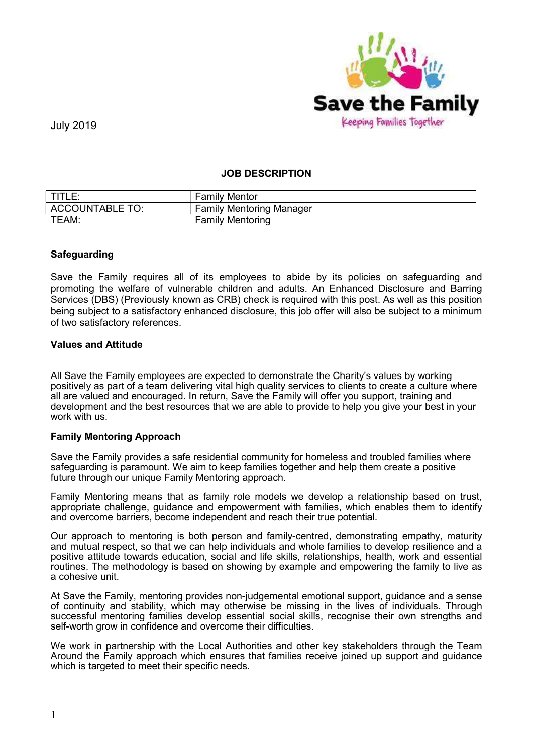July 2019

Save the Family

Keeping Families Together

**JOB DESCRIPTION**

| | |
|---|---|
| TITLE: | Family Mentor |
| ACCOUNTABLE TO: | Family Mentoring Manager |
| TEAM: | Family Mentoring |

**Safeguarding**

Save the Family requires all of its employees to abide by its policies on safeguarding and promoting the welfare of vulnerable children and adults. An Enhanced Disclosure and Barring Services (DBS) (Previously known as CRB) check is required with this post. As well as this position being subject to a satisfactory enhanced disclosure, this job offer will also be subject to a minimum of two satisfactory references.

**Values and Attitude**

All Save the Family employees are expected to demonstrate the Charity's values by working positively as part of a team delivering vital high quality services to clients to create a culture where all are valued and encouraged. In return, Save the Family will offer you support, training and development and the best resources that we are able to provide to help you give your best in your work with us.

**Family Mentoring Approach**

Save the Family provides a safe residential community for homeless and troubled families where safeguarding is paramount. We aim to keep families together and help them create a positive future through our unique Family Mentoring approach.

Family Mentoring means that as family role models we develop a relationship based on trust, appropriate challenge, guidance and empowerment with families, which enables them to identify and overcome barriers, become independent and reach their true potential.

Our approach to mentoring is both person and family-centred, demonstrating empathy, maturity and mutual respect, so that we can help individuals and whole families to develop resilience and a positive attitude towards education, social and life skills, relationships, health, work and essential routines. The methodology is based on showing by example and empowering the family to live as a cohesive unit.

At Save the Family, mentoring provides non-judgemental emotional support, guidance and a sense of continuity and stability, which may otherwise be missing in the lives of individuals. Through successful mentoring families develop essential social skills, recognise their own strengths and self-worth grow in confidence and overcome their difficulties.

We work in partnership with the Local Authorities and other key stakeholders through the Team Around the Family approach which ensures that families receive joined up support and guidance which is targeted to meet their specific needs.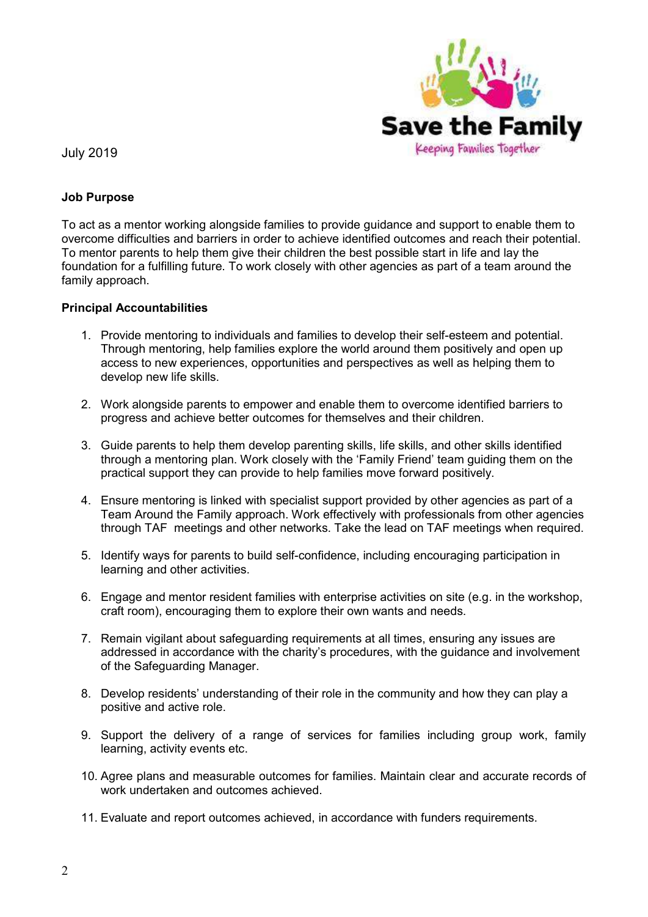July 2019

**Job Purpose**

To act as a mentor working alongside families to provide guidance and support to enable them to overcome difficulties and barriers in order to achieve identified outcomes and reach their potential. To mentor parents to help them give their children the best possible start in life and lay the foundation for a fulfilling future. To work closely with other agencies as part of a team around the family approach.

**Principal Accountabilities**

1. Provide mentoring to individuals and families to develop their self-esteem and potential. Through mentoring, help families explore the world around them positively and open up access to new experiences, opportunities and perspectives as well as helping them to develop new life skills.

2. Work alongside parents to empower and enable them to overcome identified barriers to progress and achieve better outcomes for themselves and their children.

3. Guide parents to help them develop parenting skills, life skills, and other skills identified through a mentoring plan. Work closely with the 'Family Friend' team guiding them on the practical support they can provide to help families move forward positively.

4. Ensure mentoring is linked with specialist support provided by other agencies as part of a Team Around the Family approach. Work effectively with professionals from other agencies through TAF meetings and other networks. Take the lead on TAF meetings when required.

5. Identify ways for parents to build self-confidence, including encouraging participation in learning and other activities.

6. Engage and mentor resident families with enterprise activities on site (e.g. in the workshop, craft room), encouraging them to explore their own wants and needs.

7. Remain vigilant about safeguarding requirements at all times, ensuring any issues are addressed in accordance with the charity's procedures, with the guidance and involvement of the Safeguarding Manager.

8. Develop residents' understanding of their role in the community and how they can play a positive and active role.

9. Support the delivery of a range of services for families including group work, family learning, activity events etc.

10. Agree plans and measurable outcomes for families. Maintain clear and accurate records of work undertaken and outcomes achieved.

11. Evaluate and report outcomes achieved, in accordance with funders requirements.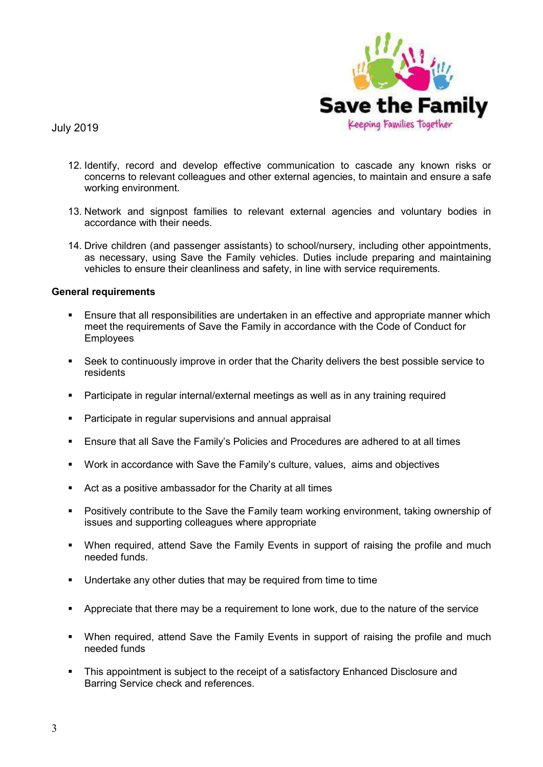12. Identify, record and develop effective communication to cascade any known risks or concerns to relevant colleagues and other external agencies, to maintain and ensure a safe working environment.

13. Network and signpost families to relevant external agencies and voluntary bodies in accordance with their needs.

14. Drive children (and passenger assistants) to school/nursery, including other appointments, as necessary, using Save the Family vehicles. Duties include preparing and maintaining vehicles to ensure their cleanliness and safety, in line with service requirements.

**General requirements**

- Ensure that all responsibilities are undertaken in an effective and appropriate manner which meet the requirements of Save the Family in accordance with the Code of Conduct for Employees

- Seek to continuously improve in order that the Charity delivers the best possible service to residents

- Participate in regular internal/external meetings as well as in any training required

- Participate in regular supervisions and annual appraisal

- Ensure that all Save the Family's Policies and Procedures are adhered to at all times

- Work in accordance with Save the Family's culture, values, aims and objectives

- Act as a positive ambassador for the Charity at all times

- Positively contribute to the Save the Family team working environment, taking ownership of issues and supporting colleagues where appropriate

- When required, attend Save the Family Events in support of raising the profile and much needed funds.

- Undertake any other duties that may be required from time to time

- Appreciate that there may be a requirement to lone work, due to the nature of the service

- When required, attend Save the Family Events in support of raising the profile and much needed funds

- This appointment is subject to the receipt of a satisfactory Enhanced Disclosure and Barring Service check and references.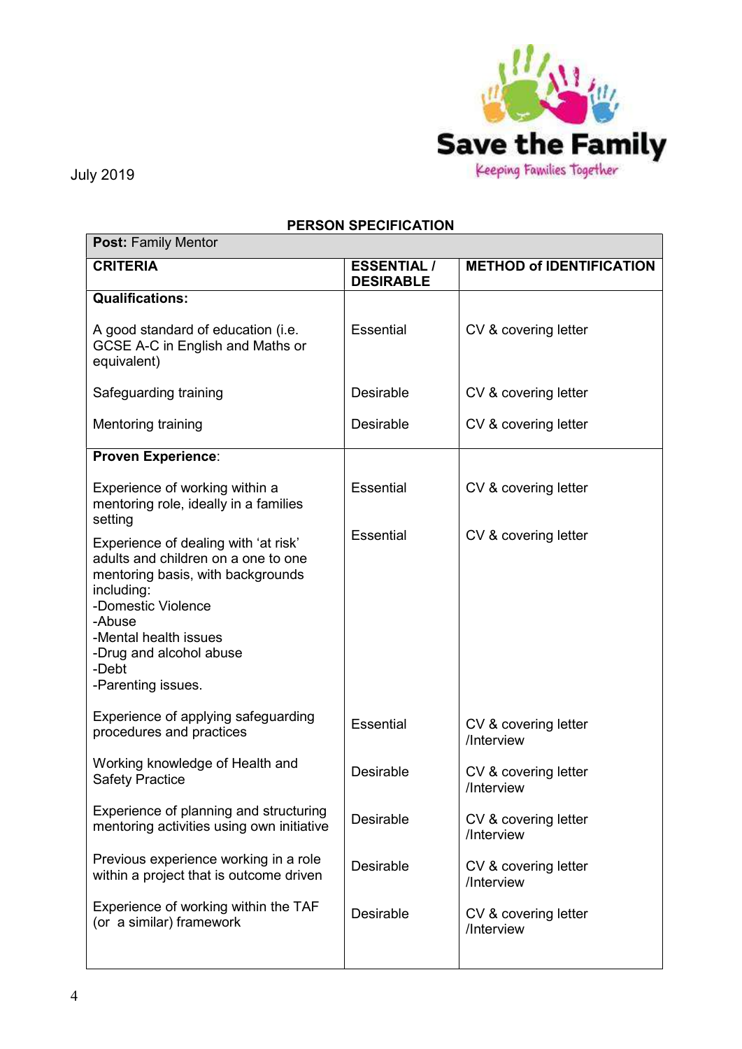July 2019

Save the Family
Keeping Families Together

## PERSON SPECIFICATION

| **Post:** Family Mentor | | |
|---|---|---|
| **CRITERIA** | **ESSENTIAL / DESIRABLE** | **METHOD of IDENTIFICATION** |
| **Qualifications:** | | |
| A good standard of education (i.e. GCSE A-C in English and Maths or equivalent) | Essential | CV & covering letter |
| Safeguarding training | Desirable | CV & covering letter |
| Mentoring training | Desirable | CV & covering letter |
| **Proven Experience**: | | |
| Experience of working within a mentoring role, ideally in a families setting | Essential | CV & covering letter |
| Experience of dealing with 'at risk' adults and children on a one to one mentoring basis, with backgrounds including:<br>-Domestic Violence<br>-Abuse<br>-Mental health issues<br>-Drug and alcohol abuse<br>-Debt<br>-Parenting issues. | Essential | CV & covering letter |
| Experience of applying safeguarding procedures and practices | Essential | CV & covering letter /Interview |
| Working knowledge of Health and Safety Practice | Desirable | CV & covering letter /Interview |
| Experience of planning and structuring mentoring activities using own initiative | Desirable | CV & covering letter /Interview |
| Previous experience working in a role within a project that is outcome driven | Desirable | CV & covering letter /Interview |
| Experience of working within the TAF (or a similar) framework | Desirable | CV & covering letter /Interview |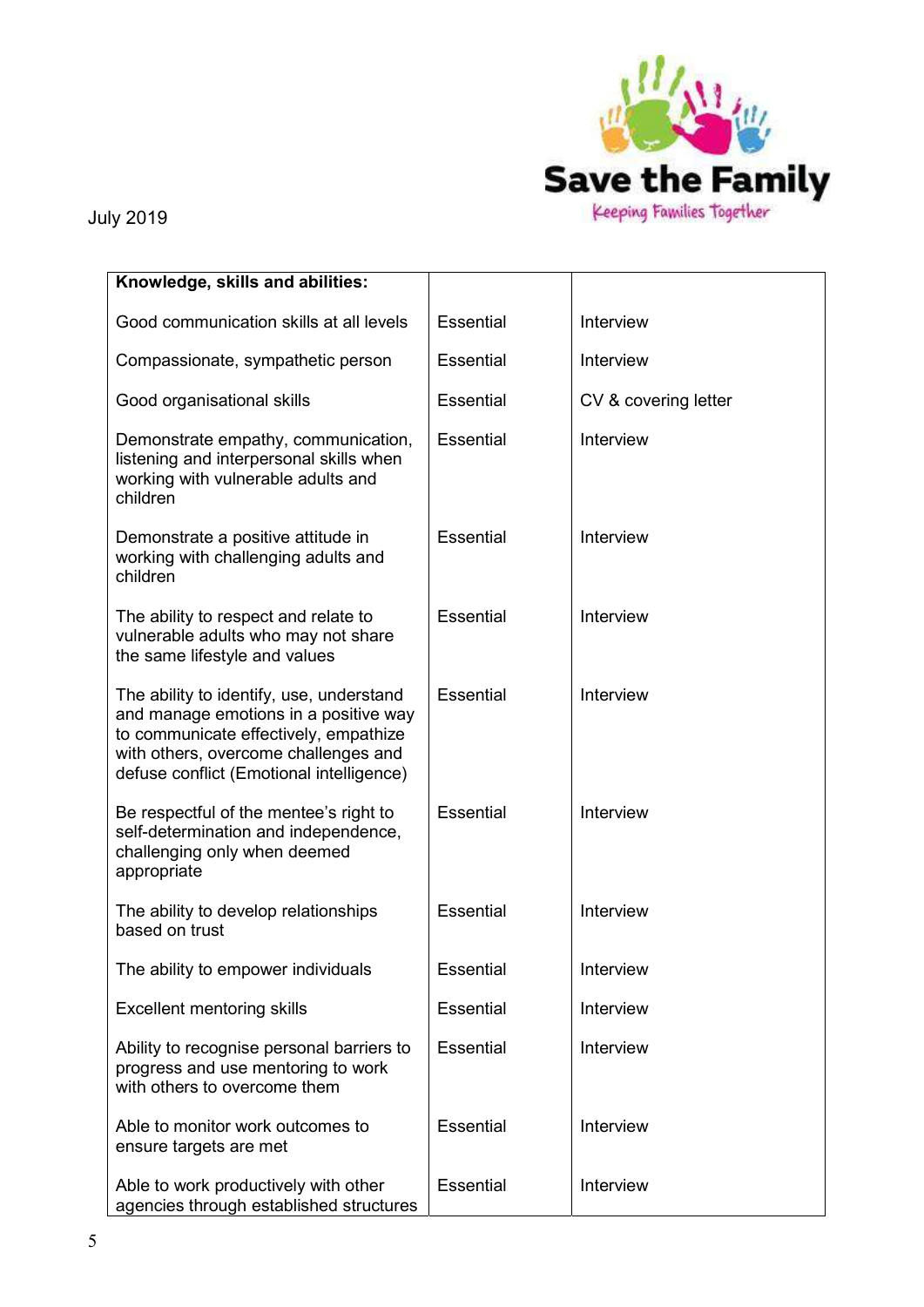July 2019

| Knowledge, skills and abilities: | | |
|---|---|---|
| Good communication skills at all levels | Essential | Interview |
| Compassionate, sympathetic person | Essential | Interview |
| Good organisational skills | Essential | CV & covering letter |
| Demonstrate empathy, communication, listening and interpersonal skills when working with vulnerable adults and children | Essential | Interview |
| Demonstrate a positive attitude in working with challenging adults and children | Essential | Interview |
| The ability to respect and relate to vulnerable adults who may not share the same lifestyle and values | Essential | Interview |
| The ability to identify, use, understand and manage emotions in a positive way to communicate effectively, empathize with others, overcome challenges and defuse conflict (Emotional intelligence) | Essential | Interview |
| Be respectful of the mentee's right to self-determination and independence, challenging only when deemed appropriate | Essential | Interview |
| The ability to develop relationships based on trust | Essential | Interview |
| The ability to empower individuals | Essential | Interview |
| Excellent mentoring skills | Essential | Interview |
| Ability to recognise personal barriers to progress and use mentoring to work with others to overcome them | Essential | Interview |
| Able to monitor work outcomes to ensure targets are met | Essential | Interview |
| Able to work productively with other agencies through established structures | Essential | Interview |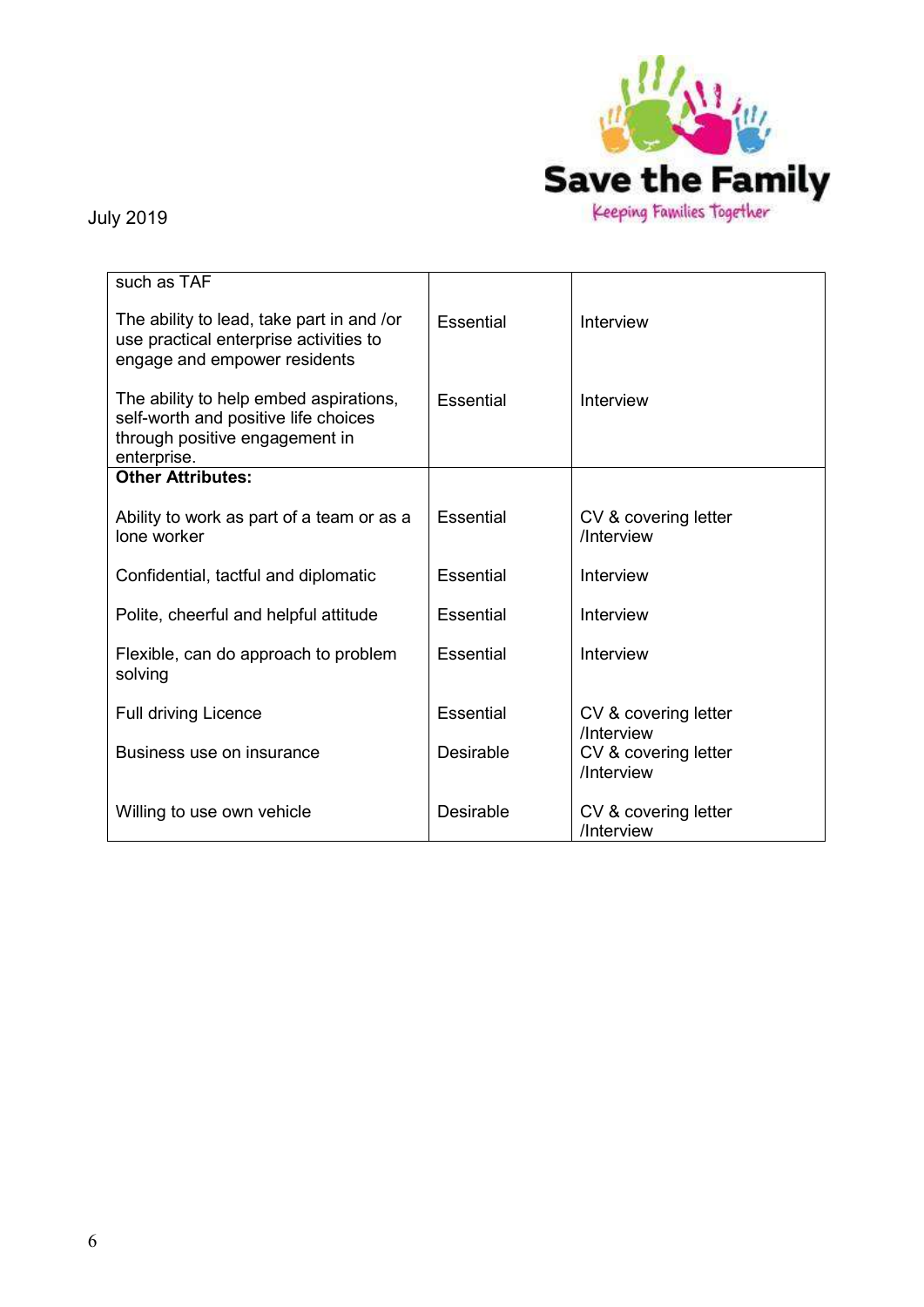July 2019

| | | |
|---|---|---|
| such as TAF | | |
| The ability to lead, take part in and /or use practical enterprise activities to engage and empower residents | Essential | Interview |
| The ability to help embed aspirations, self-worth and positive life choices through positive engagement in enterprise. | Essential | Interview |
| **Other Attributes:** | | |
| Ability to work as part of a team or as a lone worker | Essential | CV & covering letter /Interview |
| Confidential, tactful and diplomatic | Essential | Interview |
| Polite, cheerful and helpful attitude | Essential | Interview |
| Flexible, can do approach to problem solving | Essential | Interview |
| Full driving Licence | Essential | CV & covering letter /Interview |
| Business use on insurance | Desirable | CV & covering letter /Interview |
| Willing to use own vehicle | Desirable | CV & covering letter /Interview |